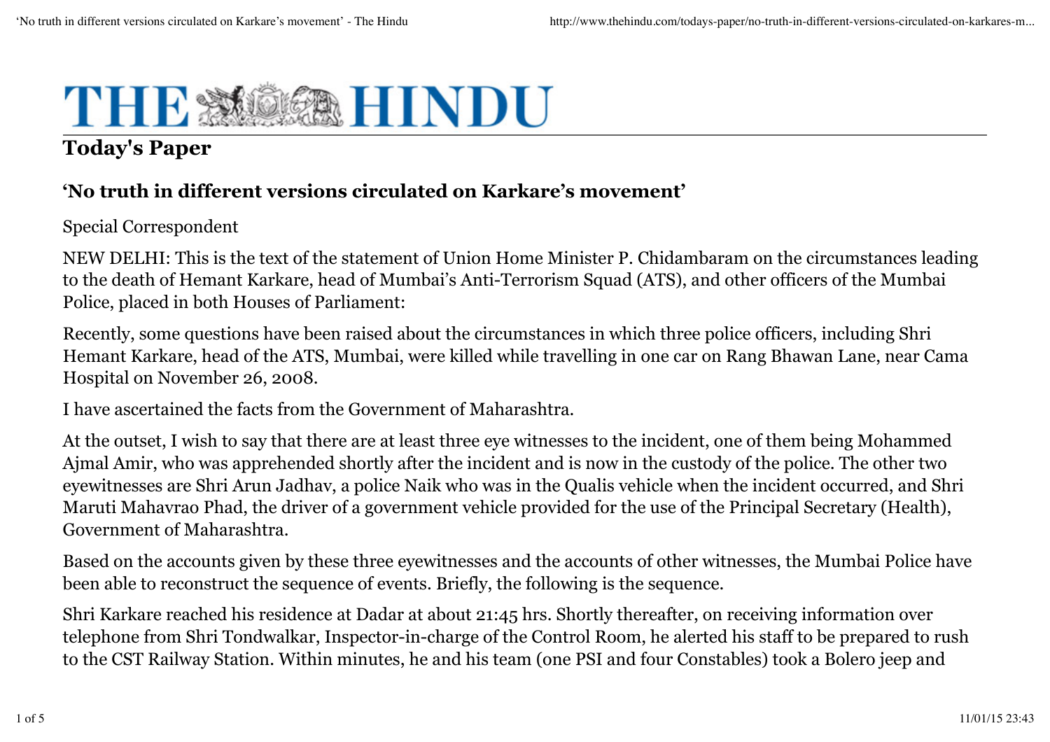# THE HINDU

## Today's Paper

### 'No truth in different versions circulated on Karkare's movement'

Special Correspondent

NEW DELHI: This is the text of the statement of Union Home Minister P. Chidambaram on the circumstances leading to the death of Hemant Karkare, head of Mumbai's Anti-Terrorism Squad (ATS), and other officers of the Mumbai Police, placed in both Houses of Parliament:

Recently, some questions have been raised about the circumstances in which three police officers, including Shri Hemant Karkare, head of the ATS, Mumbai, were killed while travelling in one car on Rang Bhawan Lane, near Cama Hospital on November 26, 2008.

I have ascertained the facts from the Government of Maharashtra.

At the outset, I wish to say that there are at least three eye witnesses to the incident, one of them being Mohammed Ajmal Amir, who was apprehended shortly after the incident and is now in the custody of the police. The other two eyewitnesses are Shri Arun Jadhav, a police Naik who was in the Qualis vehicle when the incident occurred, and Shri Maruti Mahavrao Phad, the driver of a government vehicle provided for the use of the Principal Secretary (Health), Government of Maharashtra.

Based on the accounts given by these three eyewitnesses and the accounts of other witnesses, the Mumbai Police have been able to reconstruct the sequence of events. Briefly, the following is the sequence.

Shri Karkare reached his residence at Dadar at about 21:45 hrs. Shortly thereafter, on receiving information over telephone from Shri Tondwalkar, Inspector-in-charge of the Control Room, he alerted his staff to be prepared to rush to the CST Railway Station. Within minutes, he and his team (one PSI and four Constables) took a Bolero jeep and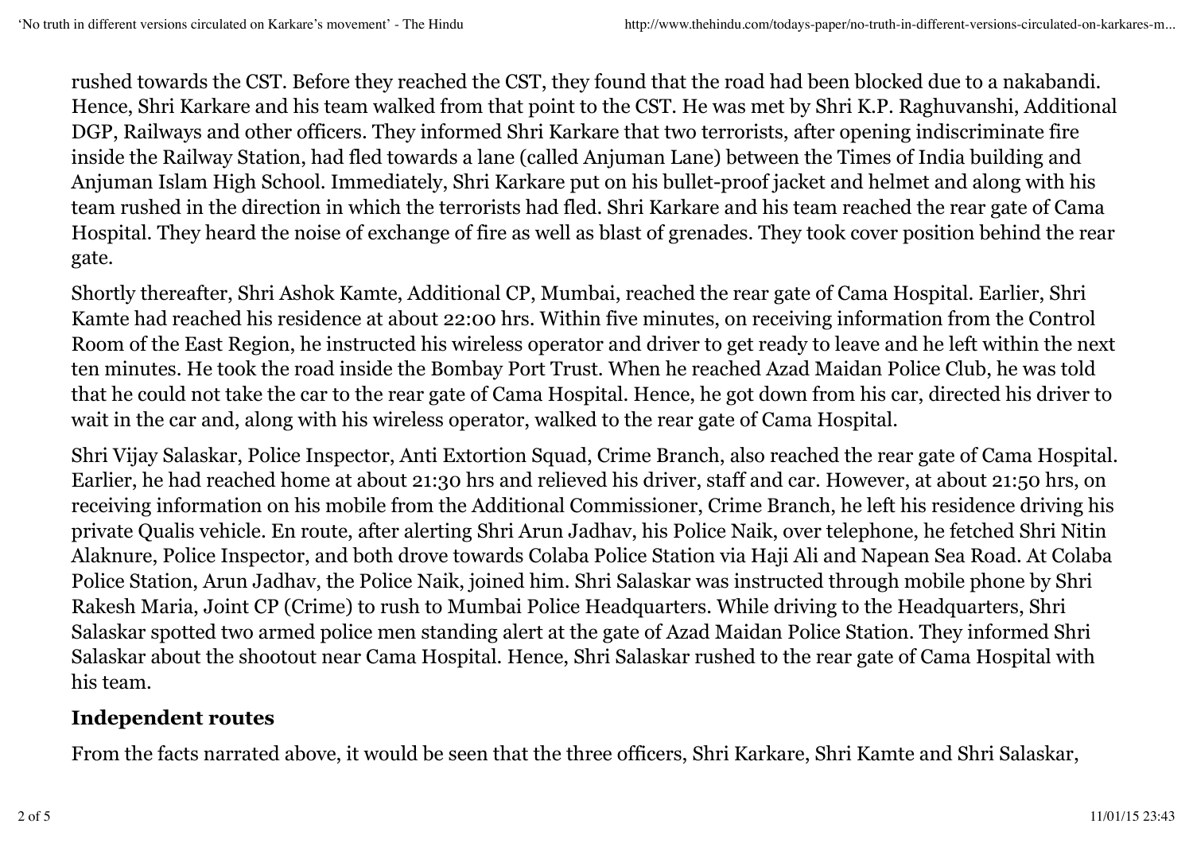rushed towards the CST. Before they reached the CST, they found that the road had been blocked due to a nakabandi. Hence, Shri Karkare and his team walked from that point to the CST. He was met by Shri K.P. Raghuvanshi, Additional DGP, Railways and other officers. They informed Shri Karkare that two terrorists, after opening indiscriminate fire inside the Railway Station, had fled towards a lane (called Anjuman Lane) between the Times of India building and Anjuman Islam High School. Immediately, Shri Karkare put on his bullet-proof jacket and helmet and along with his team rushed in the direction in which the terrorists had fled. Shri Karkare and his team reached the rear gate of Cama Hospital. They heard the noise of exchange of fire as well as blast of grenades. They took cover position behind the rear gate.

Shortly thereafter, Shri Ashok Kamte, Additional CP, Mumbai, reached the rear gate of Cama Hospital. Earlier, Shri Kamte had reached his residence at about 22:00 hrs. Within five minutes, on receiving information from the Control Room of the East Region, he instructed his wireless operator and driver to get ready to leave and he left within the next ten minutes. He took the road inside the Bombay Port Trust. When he reached Azad Maidan Police Club, he was told that he could not take the car to the rear gate of Cama Hospital. Hence, he got down from his car, directed his driver to wait in the car and, along with his wireless operator, walked to the rear gate of Cama Hospital.

Shri Vijay Salaskar, Police Inspector, Anti Extortion Squad, Crime Branch, also reached the rear gate of Cama Hospital. Earlier, he had reached home at about 21:30 hrs and relieved his driver, staff and car. However, at about 21:50 hrs, on receiving information on his mobile from the Additional Commissioner, Crime Branch, he left his residence driving his private Qualis vehicle. En route, after alerting Shri Arun Jadhav, his Police Naik, over telephone, he fetched Shri Nitin Alaknure, Police Inspector, and both drove towards Colaba Police Station via Haji Ali and Napean Sea Road. At Colaba Police Station, Arun Jadhav, the Police Naik, joined him. Shri Salaskar was instructed through mobile phone by Shri Rakesh Maria, Joint CP (Crime) to rush to Mumbai Police Headquarters. While driving to the Headquarters, Shri Salaskar spotted two armed police men standing alert at the gate of Azad Maidan Police Station. They informed Shri Salaskar about the shootout near Cama Hospital. Hence, Shri Salaskar rushed to the rear gate of Cama Hospital with his team.

### Independent routes

From the facts narrated above, it would be seen that the three officers, Shri Karkare, Shri Kamte and Shri Salaskar,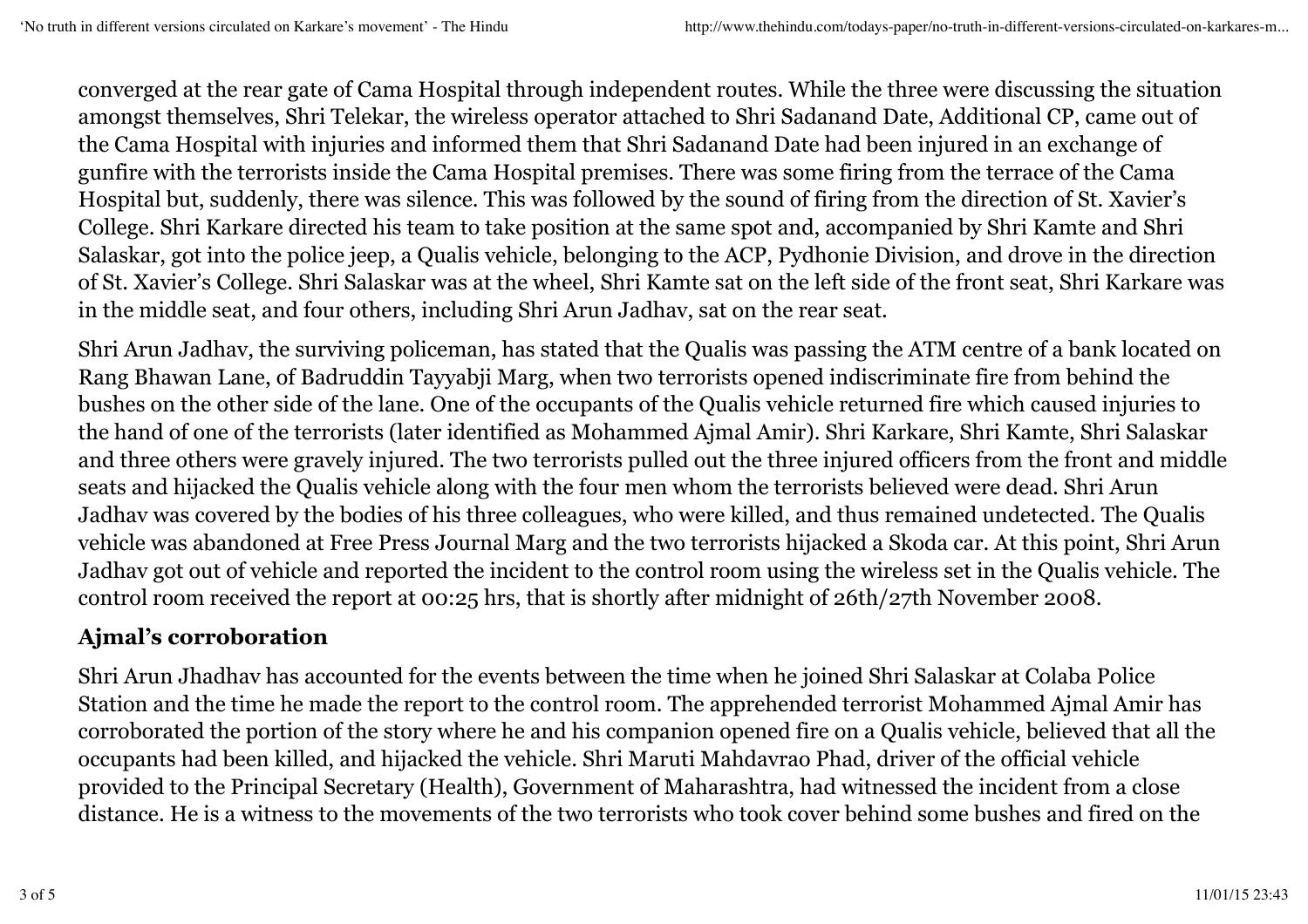converged at the rear gate of Cama Hospital through independent routes. While the three were discussing the situation amongst themselves, Shri Telekar, the wireless operator attached to Shri Sadanand Date, Additional CP, came out of the Cama Hospital with injuries and informed them that Shri Sadanand Date had been injured in an exchange of gunfire with the terrorists inside the Cama Hospital premises. There was some firing from the terrace of the Cama Hospital but, suddenly, there was silence. This was followed by the sound of firing from the direction of St. Xavier's College. Shri Karkare directed his team to take position at the same spot and, accompanied by Shri Kamte and Shri Salaskar, got into the police jeep, a Qualis vehicle, belonging to the ACP, Pydhonie Division, and drove in the direction of St. Xavier's College. Shri Salaskar was at the wheel, Shri Kamte sat on the left side of the front seat, Shri Karkare was in the middle seat, and four others, including Shri Arun Jadhav, sat on the rear seat.

Shri Arun Jadhav, the surviving policeman, has stated that the Qualis was passing the ATM centre of a bank located on Rang Bhawan Lane, of Badruddin Tayyabji Marg, when two terrorists opened indiscriminate fire from behind the bushes on the other side of the lane. One of the occupants of the Qualis vehicle returned fire which caused injuries to the hand of one of the terrorists (later identified as Mohammed Ajmal Amir). Shri Karkare, Shri Kamte, Shri Salaskar and three others were gravely injured. The two terrorists pulled out the three injured officers from the front and middle seats and hijacked the Qualis vehicle along with the four men whom the terrorists believed were dead. Shri Arun Jadhav was covered by the bodies of his three colleagues, who were killed, and thus remained undetected. The Qualis vehicle was abandoned at Free Press Journal Marg and the two terrorists hijacked a Skoda car. At this point, Shri Arun Jadhav got out of vehicle and reported the incident to the control room using the wireless set in the Qualis vehicle. The control room received the report at 00:25 hrs, that is shortly after midnight of 26th/27th November 2008.

## Ajmal's corroboration

Shri Arun Jhadhav has accounted for the events between the time when he joined Shri Salaskar at Colaba Police Station and the time he made the report to the control room. The apprehended terrorist Mohammed Ajmal Amir has corroborated the portion of the story where he and his companion opened fire on a Qualis vehicle, believed that all the occupants had been killed, and hijacked the vehicle. Shri Maruti Mahdavrao Phad, driver of the official vehicle provided to the Principal Secretary (Health), Government of Maharashtra, had witnessed the incident from a close distance. He is a witness to the movements of the two terrorists who took cover behind some bushes and fired on the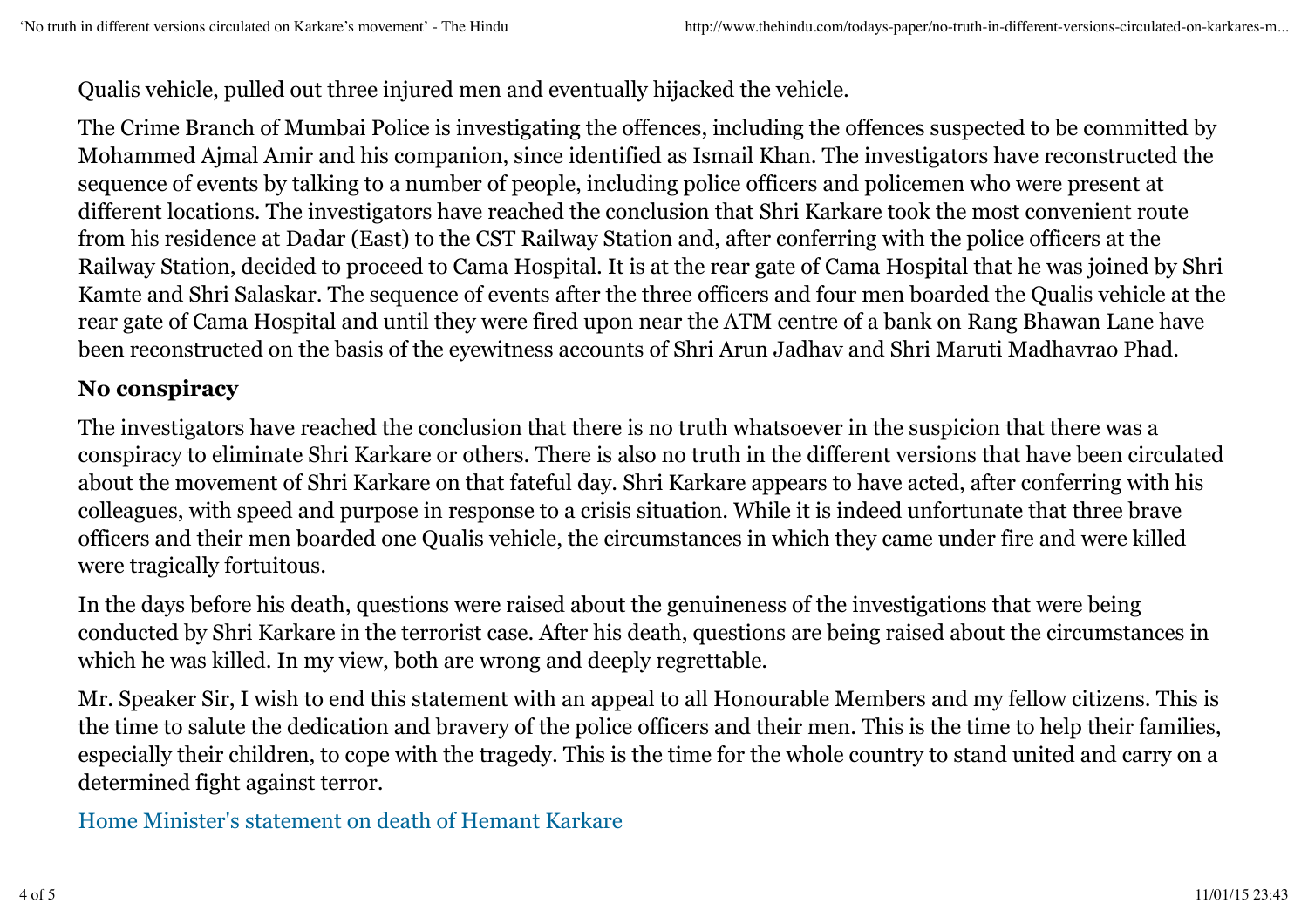Qualis vehicle, pulled out three injured men and eventually hijacked the vehicle.

The Crime Branch of Mumbai Police is investigating the offences, including the offences suspected to be committed by Mohammed Ajmal Amir and his companion, since identified as Ismail Khan. The investigators have reconstructed the sequence of events by talking to a number of people, including police officers and policemen who were present at different locations. The investigators have reached the conclusion that Shri Karkare took the most convenient route from his residence at Dadar (East) to the CST Railway Station and, after conferring with the police officers at the Railway Station, decided to proceed to Cama Hospital. It is at the rear gate of Cama Hospital that he was joined by Shri Kamte and Shri Salaskar. The sequence of events after the three officers and four men boarded the Qualis vehicle at the rear gate of Cama Hospital and until they were fired upon near the ATM centre of a bank on Rang Bhawan Lane have been reconstructed on the basis of the eyewitness accounts of Shri Arun Jadhav and Shri Maruti Madhavrao Phad.

## No conspiracy

The investigators have reached the conclusion that there is no truth whatsoever in the suspicion that there was a conspiracy to eliminate Shri Karkare or others. There is also no truth in the different versions that have been circulated about the movement of Shri Karkare on that fateful day. Shri Karkare appears to have acted, after conferring with his colleagues, with speed and purpose in response to a crisis situation. While it is indeed unfortunate that three brave officers and their men boarded one Qualis vehicle, the circumstances in which they came under fire and were killed were tragically fortuitous.

In the days before his death, questions were raised about the genuineness of the investigations that were being conducted by Shri Karkare in the terrorist case. After his death, questions are being raised about the circumstances in which he was killed. In my view, both are wrong and deeply regrettable.

Mr. Speaker Sir, I wish to end this statement with an appeal to all Honourable Members and my fellow citizens. This is the time to salute the dedication and bravery of the police officers and their men. This is the time to help their families, especially their children, to cope with the tragedy. This is the time for the whole country to stand united and carry on a determined fight against terror.

Home Minister's statement on death of Hemant Karkare